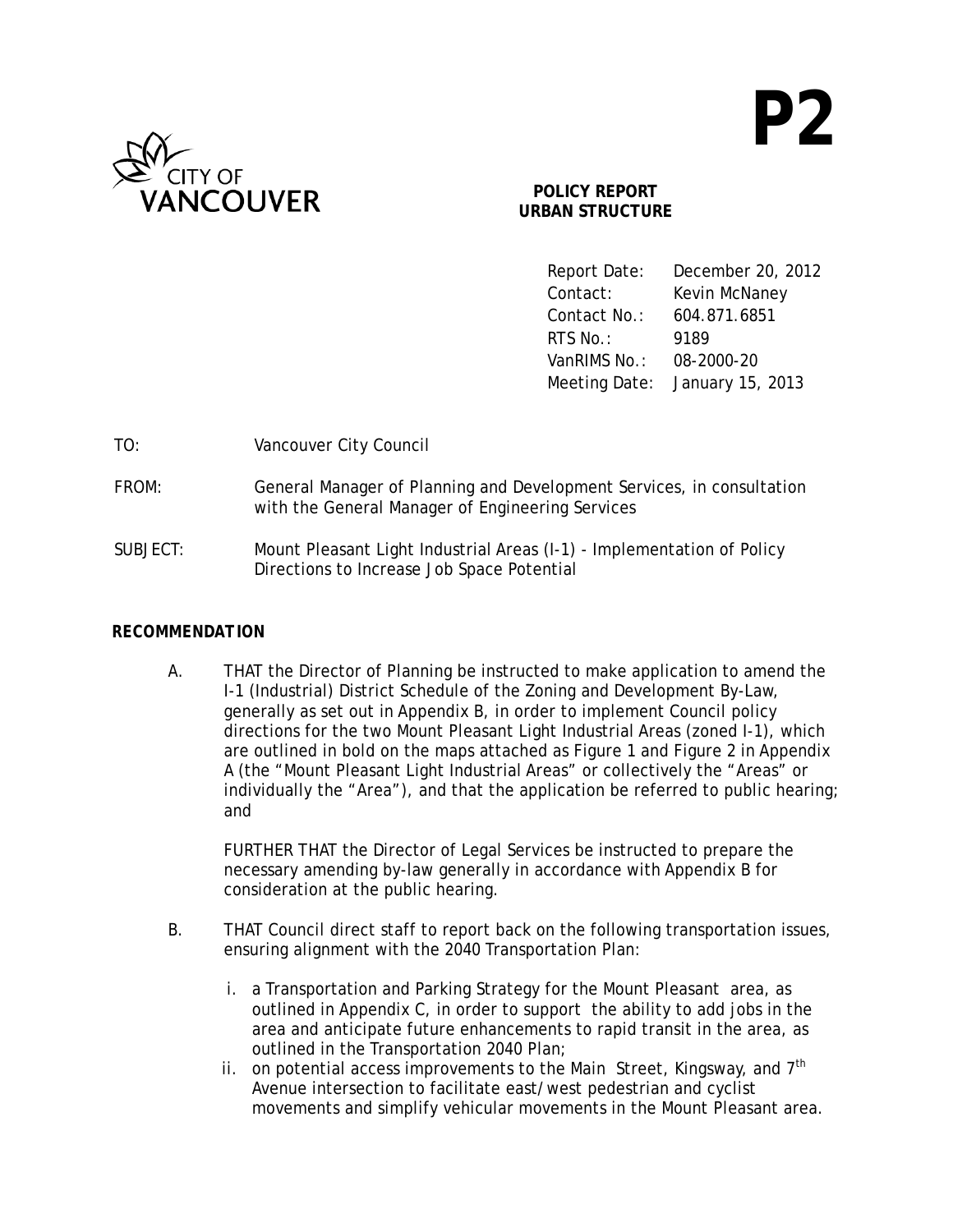# P2

**POLICY REPORT**
**URBAN STRUCTURE**

| | |
|---|---|
| Report Date: | December 20, 2012 |
| Contact: | Kevin McNaney |
| Contact No.: | 604.871.6851 |
| RTS No.: | 9189 |
| VanRIMS No.: | 08-2000-20 |
| Meeting Date: | January 15, 2013 |

TO: Vancouver City Council

FROM: General Manager of Planning and Development Services, in consultation with the General Manager of Engineering Services

SUBJECT: Mount Pleasant Light Industrial Areas (I-1) - Implementation of Policy Directions to Increase Job Space Potential

## RECOMMENDATION

A. THAT the Director of Planning be instructed to make application to amend the I-1 (Industrial) District Schedule of the Zoning and Development By-Law, generally as set out in Appendix B, in order to implement Council policy directions for the two Mount Pleasant Light Industrial Areas (zoned I-1), which are outlined in bold on the maps attached as Figure 1 and Figure 2 in Appendix A (the "Mount Pleasant Light Industrial Areas" or collectively the "Areas" or individually the "Area"), and that the application be referred to public hearing; and

FURTHER THAT the Director of Legal Services be instructed to prepare the necessary amending by-law generally in accordance with Appendix B for consideration at the public hearing.

B. THAT Council direct staff to report back on the following transportation issues, ensuring alignment with the 2040 Transportation Plan:

i. a Transportation and Parking Strategy for the Mount Pleasant area, as outlined in Appendix C, in order to support the ability to add jobs in the area and anticipate future enhancements to rapid transit in the area, as outlined in the Transportation 2040 Plan;

ii. on potential access improvements to the Main Street, Kingsway, and 7th Avenue intersection to facilitate east/west pedestrian and cyclist movements and simplify vehicular movements in the Mount Pleasant area.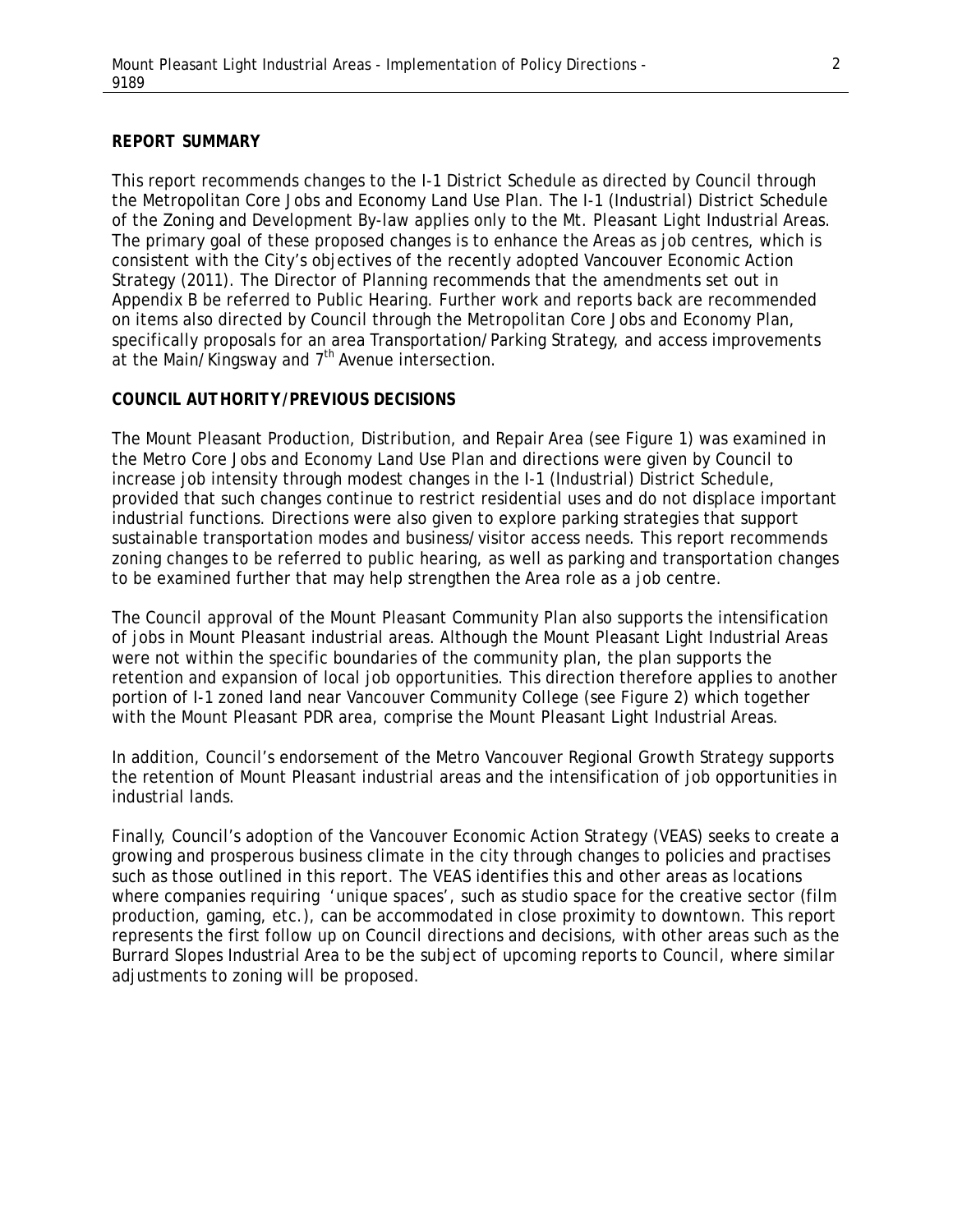## REPORT SUMMARY

This report recommends changes to the I-1 District Schedule as directed by Council through the Metropolitan Core Jobs and Economy Land Use Plan. The I-1 (Industrial) District Schedule of the Zoning and Development By-law applies only to the Mt. Pleasant Light Industrial Areas. The primary goal of these proposed changes is to enhance the Areas as job centres, which is consistent with the City's objectives of the recently adopted Vancouver Economic Action Strategy (2011). The Director of Planning recommends that the amendments set out in Appendix B be referred to Public Hearing. Further work and reports back are recommended on items also directed by Council through the Metropolitan Core Jobs and Economy Plan, specifically proposals for an area Transportation/Parking Strategy, and access improvements at the Main/Kingsway and 7th Avenue intersection.

## COUNCIL AUTHORITY/PREVIOUS DECISIONS

The Mount Pleasant Production, Distribution, and Repair Area (see Figure 1) was examined in the Metro Core Jobs and Economy Land Use Plan and directions were given by Council to increase job intensity through modest changes in the I-1 (Industrial) District Schedule, provided that such changes continue to restrict residential uses and do not displace important industrial functions. Directions were also given to explore parking strategies that support sustainable transportation modes and business/visitor access needs. This report recommends zoning changes to be referred to public hearing, as well as parking and transportation changes to be examined further that may help strengthen the Area role as a job centre.

The Council approval of the Mount Pleasant Community Plan also supports the intensification of jobs in Mount Pleasant industrial areas. Although the Mount Pleasant Light Industrial Areas were not within the specific boundaries of the community plan, the plan supports the retention and expansion of local job opportunities. This direction therefore applies to another portion of I-1 zoned land near Vancouver Community College (see Figure 2) which together with the Mount Pleasant PDR area, comprise the Mount Pleasant Light Industrial Areas.

In addition, Council's endorsement of the Metro Vancouver Regional Growth Strategy supports the retention of Mount Pleasant industrial areas and the intensification of job opportunities in industrial lands.

Finally, Council's adoption of the Vancouver Economic Action Strategy (VEAS) seeks to create a growing and prosperous business climate in the city through changes to policies and practises such as those outlined in this report. The VEAS identifies this and other areas as locations where companies requiring 'unique spaces', such as studio space for the creative sector (film production, gaming, etc.), can be accommodated in close proximity to downtown. This report represents the first follow up on Council directions and decisions, with other areas such as the Burrard Slopes Industrial Area to be the subject of upcoming reports to Council, where similar adjustments to zoning will be proposed.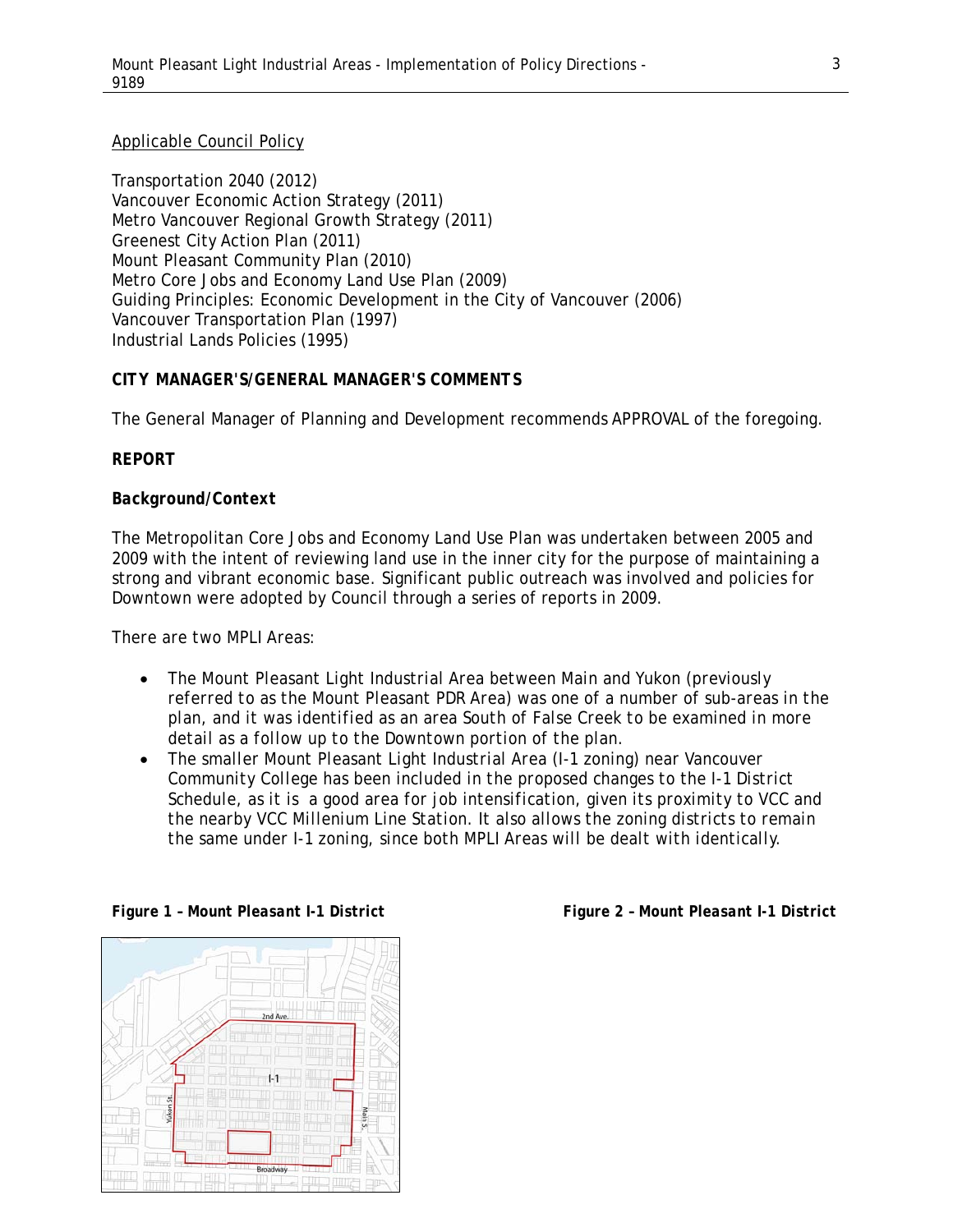Applicable Council Policy

Transportation 2040 (2012)
Vancouver Economic Action Strategy (2011)
Metro Vancouver Regional Growth Strategy (2011)
Greenest City Action Plan (2011)
Mount Pleasant Community Plan (2010)
Metro Core Jobs and Economy Land Use Plan (2009)
Guiding Principles: Economic Development in the City of Vancouver (2006)
Vancouver Transportation Plan (1997)
Industrial Lands Policies (1995)

**CITY MANAGER'S/GENERAL MANAGER'S COMMENTS**

The General Manager of Planning and Development recommends APPROVAL of the foregoing.

**REPORT**

**Background/Context**

The Metropolitan Core Jobs and Economy Land Use Plan was undertaken between 2005 and 2009 with the intent of reviewing land use in the inner city for the purpose of maintaining a strong and vibrant economic base. Significant public outreach was involved and policies for Downtown were adopted by Council through a series of reports in 2009.

There are two MPLI Areas:

- The Mount Pleasant Light Industrial Area between Main and Yukon (previously referred to as the Mount Pleasant PDR Area) was one of a number of sub-areas in the plan, and it was identified as an area South of False Creek to be examined in more detail as a follow up to the Downtown portion of the plan.
- The smaller Mount Pleasant Light Industrial Area (I-1 zoning) near Vancouver Community College has been included in the proposed changes to the I-1 District Schedule, as it is a good area for job intensification, given its proximity to VCC and the nearby VCC Millenium Line Station. It also allows the zoning districts to remain the same under I-1 zoning, since both MPLI Areas will be dealt with identically.

*Figure 1 – Mount Pleasant I-1 District*

*Figure 2 – Mount Pleasant I-1 District*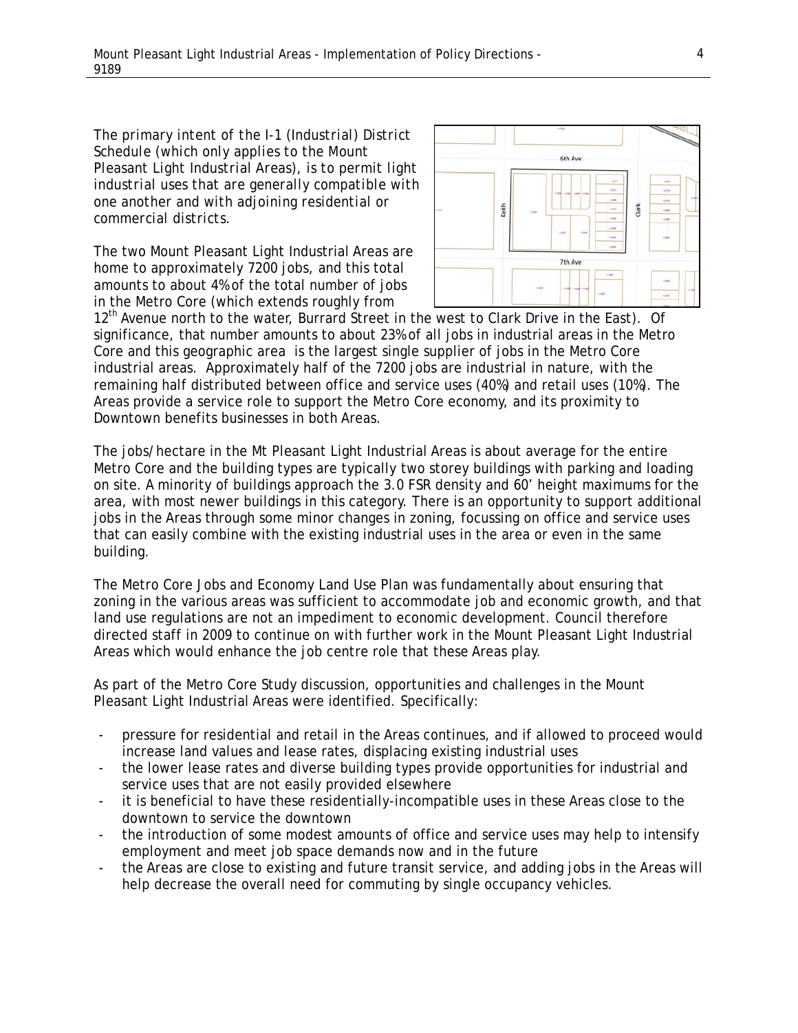The primary intent of the I-1 (Industrial) District Schedule (which only applies to the Mount Pleasant Light Industrial Areas), is to permit light industrial uses that are generally compatible with one another and with adjoining residential or commercial districts.

The two Mount Pleasant Light Industrial Areas are home to approximately 7200 jobs, and this total amounts to about 4% of the total number of jobs in the Metro Core (which extends roughly from 12th Avenue north to the water, Burrard Street in the west to Clark Drive in the East). Of significance, that number amounts to about 23% of all jobs in industrial areas in the Metro Core and this geographic area is the largest single supplier of jobs in the Metro Core industrial areas. Approximately half of the 7200 jobs are industrial in nature, with the remaining half distributed between office and service uses (40%) and retail uses (10%). The Areas provide a service role to support the Metro Core economy, and its proximity to Downtown benefits businesses in both Areas.

The jobs/hectare in the Mt Pleasant Light Industrial Areas is about average for the entire Metro Core and the building types are typically two storey buildings with parking and loading on site. A minority of buildings approach the 3.0 FSR density and 60' height maximums for the area, with most newer buildings in this category. There is an opportunity to support additional jobs in the Areas through some minor changes in zoning, focussing on office and service uses that can easily combine with the existing industrial uses in the area or even in the same building.

The Metro Core Jobs and Economy Land Use Plan was fundamentally about ensuring that zoning in the various areas was sufficient to accommodate job and economic growth, and that land use regulations are not an impediment to economic development. Council therefore directed staff in 2009 to continue on with further work in the Mount Pleasant Light Industrial Areas which would enhance the job centre role that these Areas play.

As part of the Metro Core Study discussion, opportunities and challenges in the Mount Pleasant Light Industrial Areas were identified. Specifically:

- pressure for residential and retail in the Areas continues, and if allowed to proceed would increase land values and lease rates, displacing existing industrial uses
- the lower lease rates and diverse building types provide opportunities for industrial and service uses that are not easily provided elsewhere
- it is beneficial to have these residentially-incompatible uses in these Areas close to the downtown to service the downtown
- the introduction of some modest amounts of office and service uses may help to intensify employment and meet job space demands now and in the future
- the Areas are close to existing and future transit service, and adding jobs in the Areas will help decrease the overall need for commuting by single occupancy vehicles.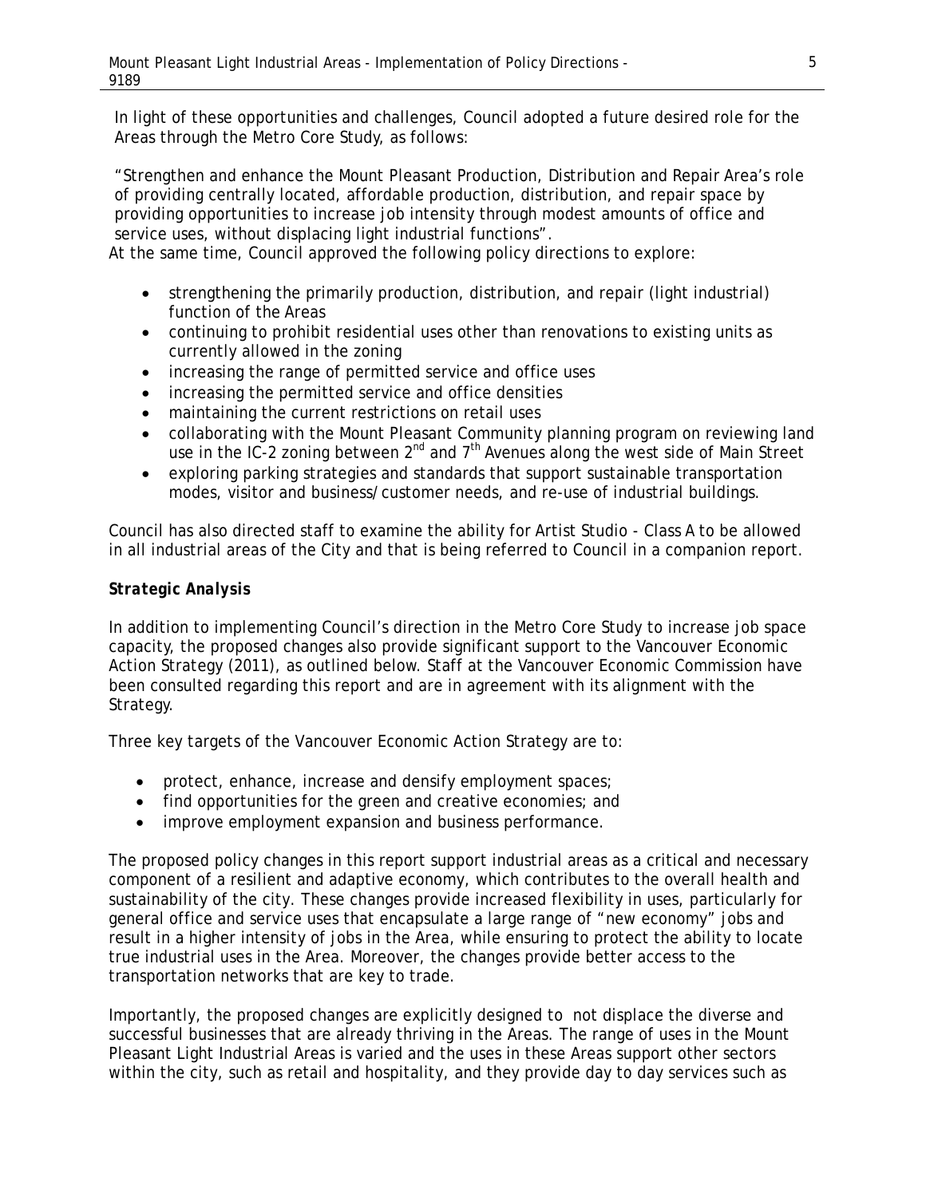In light of these opportunities and challenges, Council adopted a future desired role for the Areas through the Metro Core Study, as follows:

"Strengthen and enhance the Mount Pleasant Production, Distribution and Repair Area's role of providing centrally located, affordable production, distribution, and repair space by providing opportunities to increase job intensity through modest amounts of office and service uses, without displacing light industrial functions".

At the same time, Council approved the following policy directions to explore:

- strengthening the primarily production, distribution, and repair (light industrial) function of the Areas
- continuing to prohibit residential uses other than renovations to existing units as currently allowed in the zoning
- increasing the range of permitted service and office uses
- increasing the permitted service and office densities
- maintaining the current restrictions on retail uses
- collaborating with the Mount Pleasant Community planning program on reviewing land use in the IC-2 zoning between 2nd and 7th Avenues along the west side of Main Street
- exploring parking strategies and standards that support sustainable transportation modes, visitor and business/customer needs, and re-use of industrial buildings.

Council has also directed staff to examine the ability for Artist Studio - Class A to be allowed in all industrial areas of the City and that is being referred to Council in a companion report.

***Strategic Analysis***

In addition to implementing Council's direction in the Metro Core Study to increase job space capacity, the proposed changes also provide significant support to the Vancouver Economic Action Strategy (2011), as outlined below. Staff at the Vancouver Economic Commission have been consulted regarding this report and are in agreement with its alignment with the Strategy.

Three key targets of the Vancouver Economic Action Strategy are to:

- protect, enhance, increase and densify employment spaces;
- find opportunities for the green and creative economies; and
- improve employment expansion and business performance.

The proposed policy changes in this report support industrial areas as a critical and necessary component of a resilient and adaptive economy, which contributes to the overall health and sustainability of the city. These changes provide increased flexibility in uses, particularly for general office and service uses that encapsulate a large range of "new economy" jobs and result in a higher intensity of jobs in the Area, while ensuring to protect the ability to locate true industrial uses in the Area. Moreover, the changes provide better access to the transportation networks that are key to trade.

Importantly, the proposed changes are explicitly designed to not displace the diverse and successful businesses that are already thriving in the Areas. The range of uses in the Mount Pleasant Light Industrial Areas is varied and the uses in these Areas support other sectors within the city, such as retail and hospitality, and they provide day to day services such as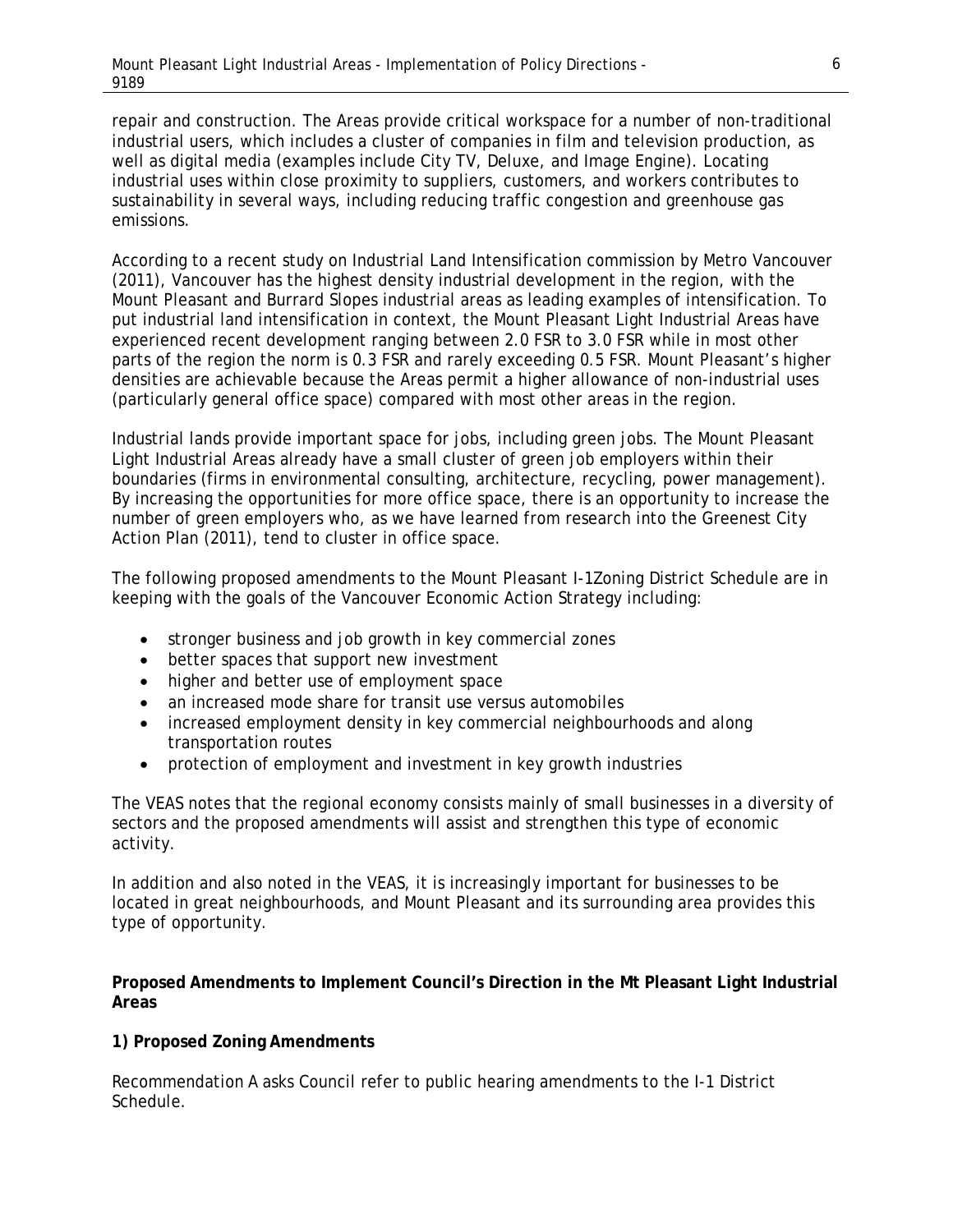repair and construction. The Areas provide critical workspace for a number of non-traditional industrial users, which includes a cluster of companies in film and television production, as well as digital media (examples include City TV, Deluxe, and Image Engine). Locating industrial uses within close proximity to suppliers, customers, and workers contributes to sustainability in several ways, including reducing traffic congestion and greenhouse gas emissions.

According to a recent study on Industrial Land Intensification commission by Metro Vancouver (2011), Vancouver has the highest density industrial development in the region, with the Mount Pleasant and Burrard Slopes industrial areas as leading examples of intensification. To put industrial land intensification in context, the Mount Pleasant Light Industrial Areas have experienced recent development ranging between 2.0 FSR to 3.0 FSR while in most other parts of the region the norm is 0.3 FSR and rarely exceeding 0.5 FSR. Mount Pleasant's higher densities are achievable because the Areas permit a higher allowance of non-industrial uses (particularly general office space) compared with most other areas in the region.

Industrial lands provide important space for jobs, including green jobs. The Mount Pleasant Light Industrial Areas already have a small cluster of green job employers within their boundaries (firms in environmental consulting, architecture, recycling, power management). By increasing the opportunities for more office space, there is an opportunity to increase the number of green employers who, as we have learned from research into the Greenest City Action Plan (2011), tend to cluster in office space.

The following proposed amendments to the Mount Pleasant I-1Zoning District Schedule are in keeping with the goals of the Vancouver Economic Action Strategy including:

- stronger business and job growth in key commercial zones
- better spaces that support new investment
- higher and better use of employment space
- an increased mode share for transit use versus automobiles
- increased employment density in key commercial neighbourhoods and along transportation routes
- protection of employment and investment in key growth industries

The VEAS notes that the regional economy consists mainly of small businesses in a diversity of sectors and the proposed amendments will assist and strengthen this type of economic activity.

In addition and also noted in the VEAS, it is increasingly important for businesses to be located in great neighbourhoods, and Mount Pleasant and its surrounding area provides this type of opportunity.

**Proposed Amendments to Implement Council's Direction in the Mt Pleasant Light Industrial Areas**

**1) Proposed Zoning Amendments**

Recommendation A asks Council refer to public hearing amendments to the I-1 District Schedule.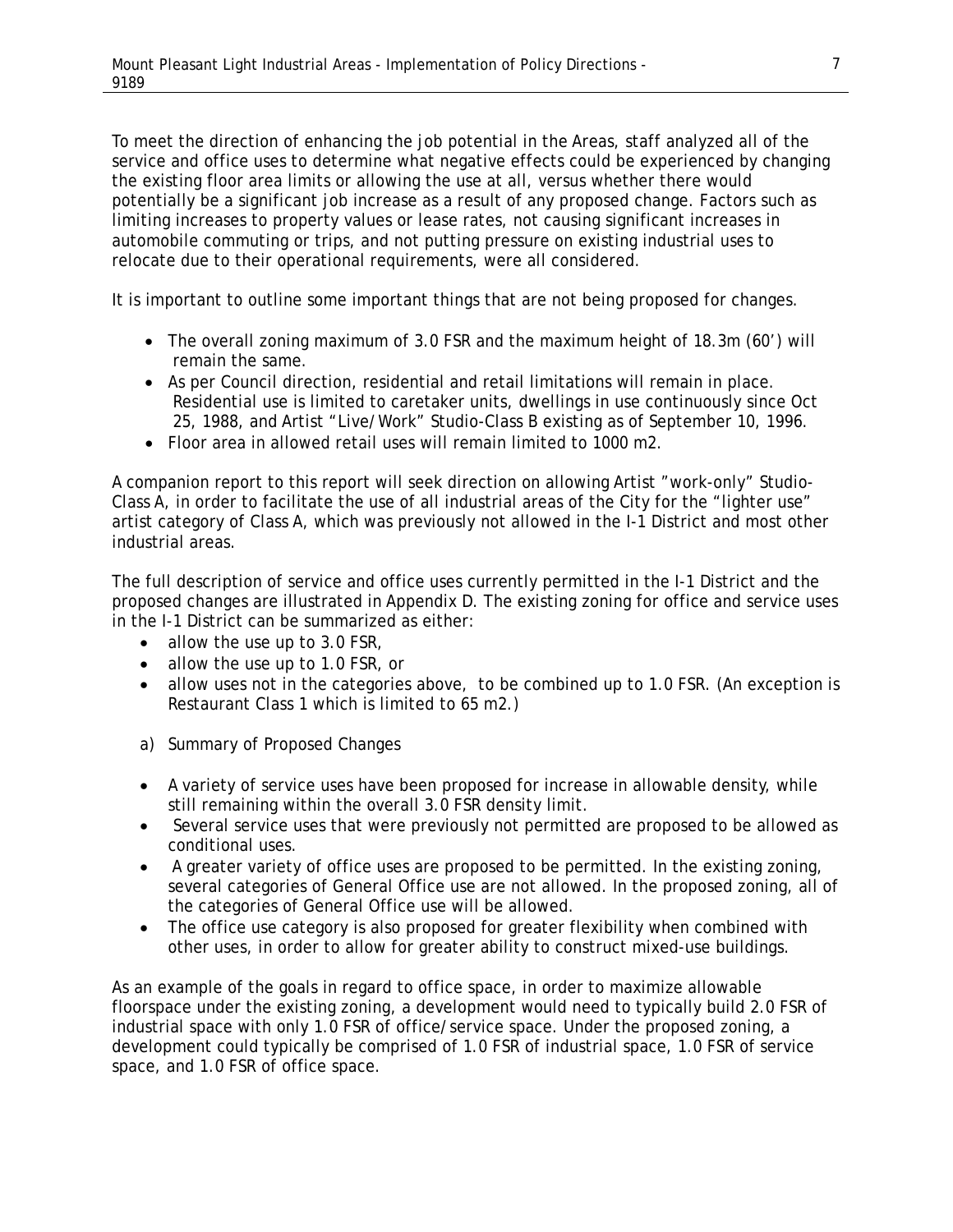To meet the direction of enhancing the job potential in the Areas, staff analyzed all of the service and office uses to determine what negative effects could be experienced by changing the existing floor area limits or allowing the use at all, versus whether there would potentially be a significant job increase as a result of any proposed change. Factors such as limiting increases to property values or lease rates, not causing significant increases in automobile commuting or trips, and not putting pressure on existing industrial uses to relocate due to their operational requirements, were all considered.

It is important to outline some important things that are not being proposed for changes.

- The overall zoning maximum of 3.0 FSR and the maximum height of 18.3m (60') will remain the same.
- As per Council direction, residential and retail limitations will remain in place. Residential use is limited to caretaker units, dwellings in use continuously since Oct 25, 1988, and Artist "Live/Work" Studio-Class B existing as of September 10, 1996.
- Floor area in allowed retail uses will remain limited to 1000 m2.

A companion report to this report will seek direction on allowing Artist "work-only" Studio-Class A, in order to facilitate the use of all industrial areas of the City for the "lighter use" artist category of Class A, which was previously not allowed in the I-1 District and most other industrial areas.

The full description of service and office uses currently permitted in the I-1 District and the proposed changes are illustrated in Appendix D. The existing zoning for office and service uses in the I-1 District can be summarized as either:

- allow the use up to 3.0 FSR,
- allow the use up to 1.0 FSR, or
- allow uses not in the categories above, to be combined up to 1.0 FSR. (An exception is Restaurant Class 1 which is limited to 65 m2.)

a) Summary of Proposed Changes

- A variety of service uses have been proposed for increase in allowable density, while still remaining within the overall 3.0 FSR density limit.
- Several service uses that were previously not permitted are proposed to be allowed as conditional uses.
- A greater variety of office uses are proposed to be permitted. In the existing zoning, several categories of General Office use are not allowed. In the proposed zoning, all of the categories of General Office use will be allowed.
- The office use category is also proposed for greater flexibility when combined with other uses, in order to allow for greater ability to construct mixed-use buildings.

As an example of the goals in regard to office space, in order to maximize allowable floorspace under the existing zoning, a development would need to typically build 2.0 FSR of industrial space with only 1.0 FSR of office/service space. Under the proposed zoning, a development could typically be comprised of 1.0 FSR of industrial space, 1.0 FSR of service space, and 1.0 FSR of office space.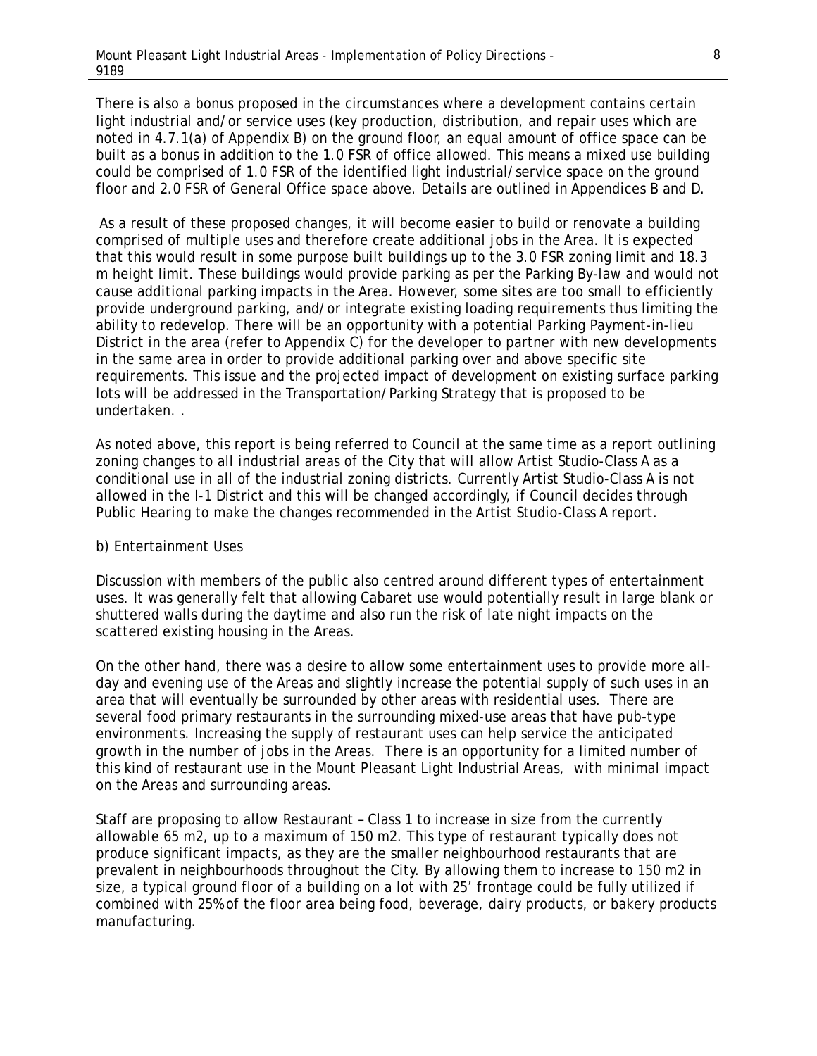There is also a bonus proposed in the circumstances where a development contains certain light industrial and/or service uses (key production, distribution, and repair uses which are noted in 4.7.1(a) of Appendix B) on the ground floor, an equal amount of office space can be built as a bonus in addition to the 1.0 FSR of office allowed. This means a mixed use building could be comprised of 1.0 FSR of the identified light industrial/service space on the ground floor and 2.0 FSR of General Office space above. Details are outlined in Appendices B and D.

As a result of these proposed changes, it will become easier to build or renovate a building comprised of multiple uses and therefore create additional jobs in the Area. It is expected that this would result in some purpose built buildings up to the 3.0 FSR zoning limit and 18.3 m height limit. These buildings would provide parking as per the Parking By-law and would not cause additional parking impacts in the Area. However, some sites are too small to efficiently provide underground parking, and/or integrate existing loading requirements thus limiting the ability to redevelop. There will be an opportunity with a potential Parking Payment-in-lieu District in the area (refer to Appendix C) for the developer to partner with new developments in the same area in order to provide additional parking over and above specific site requirements. This issue and the projected impact of development on existing surface parking lots will be addressed in the Transportation/Parking Strategy that is proposed to be undertaken. .

As noted above, this report is being referred to Council at the same time as a report outlining zoning changes to all industrial areas of the City that will allow Artist Studio-Class A as a conditional use in all of the industrial zoning districts. Currently Artist Studio-Class A is not allowed in the I-1 District and this will be changed accordingly, if Council decides through Public Hearing to make the changes recommended in the Artist Studio-Class A report.

b) Entertainment Uses

Discussion with members of the public also centred around different types of entertainment uses. It was generally felt that allowing Cabaret use would potentially result in large blank or shuttered walls during the daytime and also run the risk of late night impacts on the scattered existing housing in the Areas.

On the other hand, there was a desire to allow some entertainment uses to provide more all-day and evening use of the Areas and slightly increase the potential supply of such uses in an area that will eventually be surrounded by other areas with residential uses. There are several food primary restaurants in the surrounding mixed-use areas that have pub-type environments. Increasing the supply of restaurant uses can help service the anticipated growth in the number of jobs in the Areas. There is an opportunity for a limited number of this kind of restaurant use in the Mount Pleasant Light Industrial Areas, with minimal impact on the Areas and surrounding areas.

Staff are proposing to allow Restaurant – Class 1 to increase in size from the currently allowable 65 m2, up to a maximum of 150 m2. This type of restaurant typically does not produce significant impacts, as they are the smaller neighbourhood restaurants that are prevalent in neighbourhoods throughout the City. By allowing them to increase to 150 m2 in size, a typical ground floor of a building on a lot with 25' frontage could be fully utilized if combined with 25% of the floor area being food, beverage, dairy products, or bakery products manufacturing.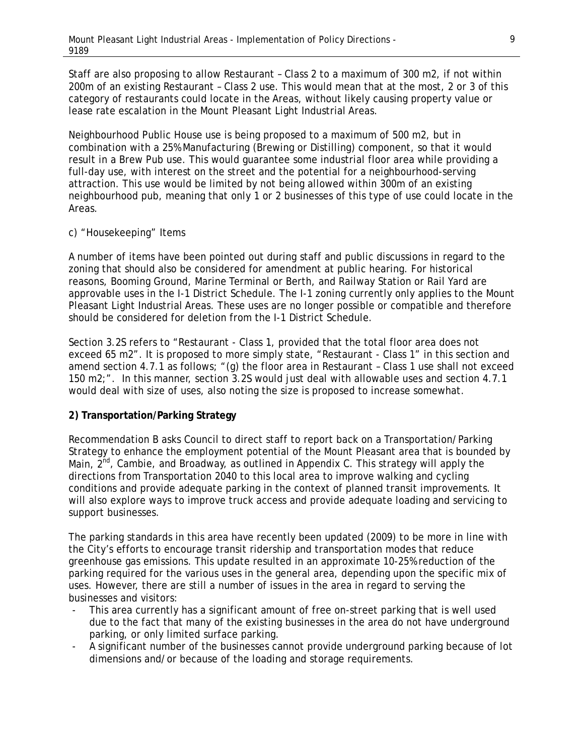Staff are also proposing to allow Restaurant – Class 2 to a maximum of 300 m2, if not within 200m of an existing Restaurant – Class 2 use. This would mean that at the most, 2 or 3 of this category of restaurants could locate in the Areas, without likely causing property value or lease rate escalation in the Mount Pleasant Light Industrial Areas.

Neighbourhood Public House use is being proposed to a maximum of 500 m2, but in combination with a 25% Manufacturing (Brewing or Distilling) component, so that it would result in a Brew Pub use. This would guarantee some industrial floor area while providing a full-day use, with interest on the street and the potential for a neighbourhood-serving attraction. This use would be limited by not being allowed within 300m of an existing neighbourhood pub, meaning that only 1 or 2 businesses of this type of use could locate in the Areas.

c) "Housekeeping" Items

A number of items have been pointed out during staff and public discussions in regard to the zoning that should also be considered for amendment at public hearing. For historical reasons, Booming Ground, Marine Terminal or Berth, and Railway Station or Rail Yard are approvable uses in the I-1 District Schedule. The I-1 zoning currently only applies to the Mount Pleasant Light Industrial Areas. These uses are no longer possible or compatible and therefore should be considered for deletion from the I-1 District Schedule.

Section 3.2S refers to "Restaurant - Class 1, provided that the total floor area does not exceed 65 m2". It is proposed to more simply state, "Restaurant - Class 1" in this section and amend section 4.7.1 as follows; "(g) the floor area in Restaurant – Class 1 use shall not exceed 150 m2;". In this manner, section 3.2S would just deal with allowable uses and section 4.7.1 would deal with size of uses, also noting the size is proposed to increase somewhat.

**2) Transportation/Parking Strategy**

Recommendation B asks Council to direct staff to report back on a Transportation/Parking Strategy to enhance the employment potential of the Mount Pleasant area that is bounded by Main, 2nd, Cambie, and Broadway, as outlined in Appendix C. This strategy will apply the directions from Transportation 2040 to this local area to improve walking and cycling conditions and provide adequate parking in the context of planned transit improvements. It will also explore ways to improve truck access and provide adequate loading and servicing to support businesses.

The parking standards in this area have recently been updated (2009) to be more in line with the City's efforts to encourage transit ridership and transportation modes that reduce greenhouse gas emissions. This update resulted in an approximate 10-25% reduction of the parking required for the various uses in the general area, depending upon the specific mix of uses. However, there are still a number of issues in the area in regard to serving the businesses and visitors:

- This area currently has a significant amount of free on-street parking that is well used due to the fact that many of the existing businesses in the area do not have underground parking, or only limited surface parking.
- A significant number of the businesses cannot provide underground parking because of lot dimensions and/or because of the loading and storage requirements.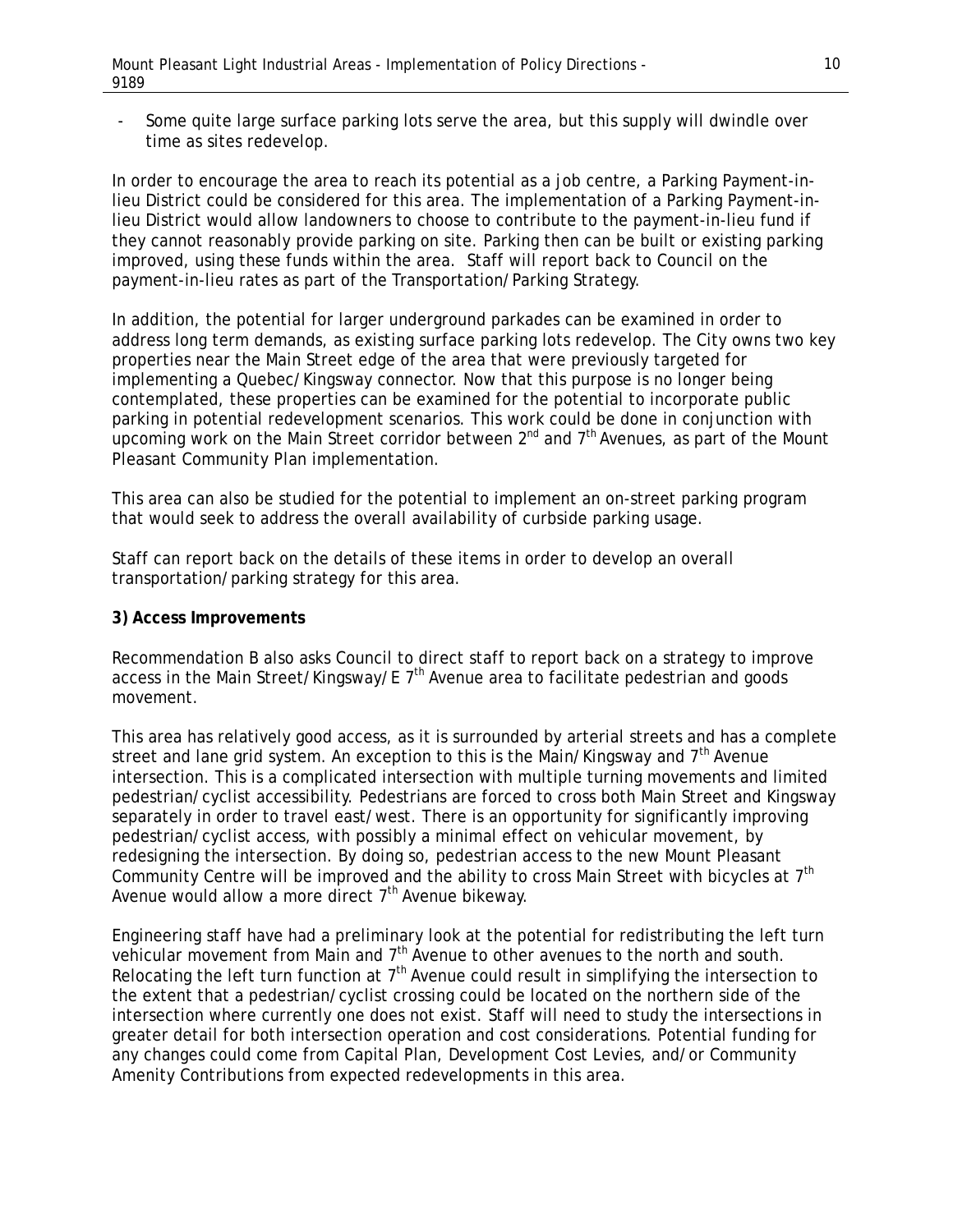- Some quite large surface parking lots serve the area, but this supply will dwindle over time as sites redevelop.

In order to encourage the area to reach its potential as a job centre, a Parking Payment-in-lieu District could be considered for this area. The implementation of a Parking Payment-in-lieu District would allow landowners to choose to contribute to the payment-in-lieu fund if they cannot reasonably provide parking on site. Parking then can be built or existing parking improved, using these funds within the area. Staff will report back to Council on the payment-in-lieu rates as part of the Transportation/Parking Strategy.

In addition, the potential for larger underground parkades can be examined in order to address long term demands, as existing surface parking lots redevelop. The City owns two key properties near the Main Street edge of the area that were previously targeted for implementing a Quebec/Kingsway connector. Now that this purpose is no longer being contemplated, these properties can be examined for the potential to incorporate public parking in potential redevelopment scenarios. This work could be done in conjunction with upcoming work on the Main Street corridor between 2nd and 7th Avenues, as part of the Mount Pleasant Community Plan implementation.

This area can also be studied for the potential to implement an on-street parking program that would seek to address the overall availability of curbside parking usage.

Staff can report back on the details of these items in order to develop an overall transportation/parking strategy for this area.

**3) Access Improvements**

Recommendation B also asks Council to direct staff to report back on a strategy to improve access in the Main Street/Kingsway/E 7th Avenue area to facilitate pedestrian and goods movement.

This area has relatively good access, as it is surrounded by arterial streets and has a complete street and lane grid system. An exception to this is the Main/Kingsway and 7th Avenue intersection. This is a complicated intersection with multiple turning movements and limited pedestrian/cyclist accessibility. Pedestrians are forced to cross both Main Street and Kingsway separately in order to travel east/west. There is an opportunity for significantly improving pedestrian/cyclist access, with possibly a minimal effect on vehicular movement, by redesigning the intersection. By doing so, pedestrian access to the new Mount Pleasant Community Centre will be improved and the ability to cross Main Street with bicycles at 7th Avenue would allow a more direct 7th Avenue bikeway.

Engineering staff have had a preliminary look at the potential for redistributing the left turn vehicular movement from Main and 7th Avenue to other avenues to the north and south. Relocating the left turn function at 7th Avenue could result in simplifying the intersection to the extent that a pedestrian/cyclist crossing could be located on the northern side of the intersection where currently one does not exist. Staff will need to study the intersections in greater detail for both intersection operation and cost considerations. Potential funding for any changes could come from Capital Plan, Development Cost Levies, and/or Community Amenity Contributions from expected redevelopments in this area.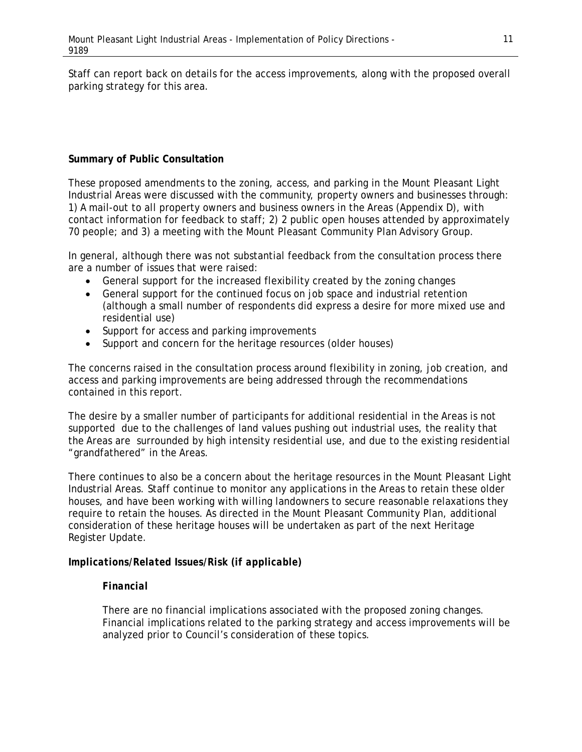Staff can report back on details for the access improvements, along with the proposed overall parking strategy for this area.

**Summary of Public Consultation**

These proposed amendments to the zoning, access, and parking in the Mount Pleasant Light Industrial Areas were discussed with the community, property owners and businesses through: 1) A mail-out to all property owners and business owners in the Areas (Appendix D), with contact information for feedback to staff; 2) 2 public open houses attended by approximately 70 people; and 3) a meeting with the Mount Pleasant Community Plan Advisory Group.

In general, although there was not substantial feedback from the consultation process there are a number of issues that were raised:

- General support for the increased flexibility created by the zoning changes
- General support for the continued focus on job space and industrial retention (although a small number of respondents did express a desire for more mixed use and residential use)
- Support for access and parking improvements
- Support and concern for the heritage resources (older houses)

The concerns raised in the consultation process around flexibility in zoning, job creation, and access and parking improvements are being addressed through the recommendations contained in this report.

The desire by a smaller number of participants for additional residential in the Areas is not supported due to the challenges of land values pushing out industrial uses, the reality that the Areas are surrounded by high intensity residential use, and due to the existing residential "grandfathered" in the Areas.

There continues to also be a concern about the heritage resources in the Mount Pleasant Light Industrial Areas. Staff continue to monitor any applications in the Areas to retain these older houses, and have been working with willing landowners to secure reasonable relaxations they require to retain the houses. As directed in the Mount Pleasant Community Plan, additional consideration of these heritage houses will be undertaken as part of the next Heritage Register Update.

***Implications/Related Issues/Risk (if applicable)***

***Financial***

There are no financial implications associated with the proposed zoning changes. Financial implications related to the parking strategy and access improvements will be analyzed prior to Council's consideration of these topics.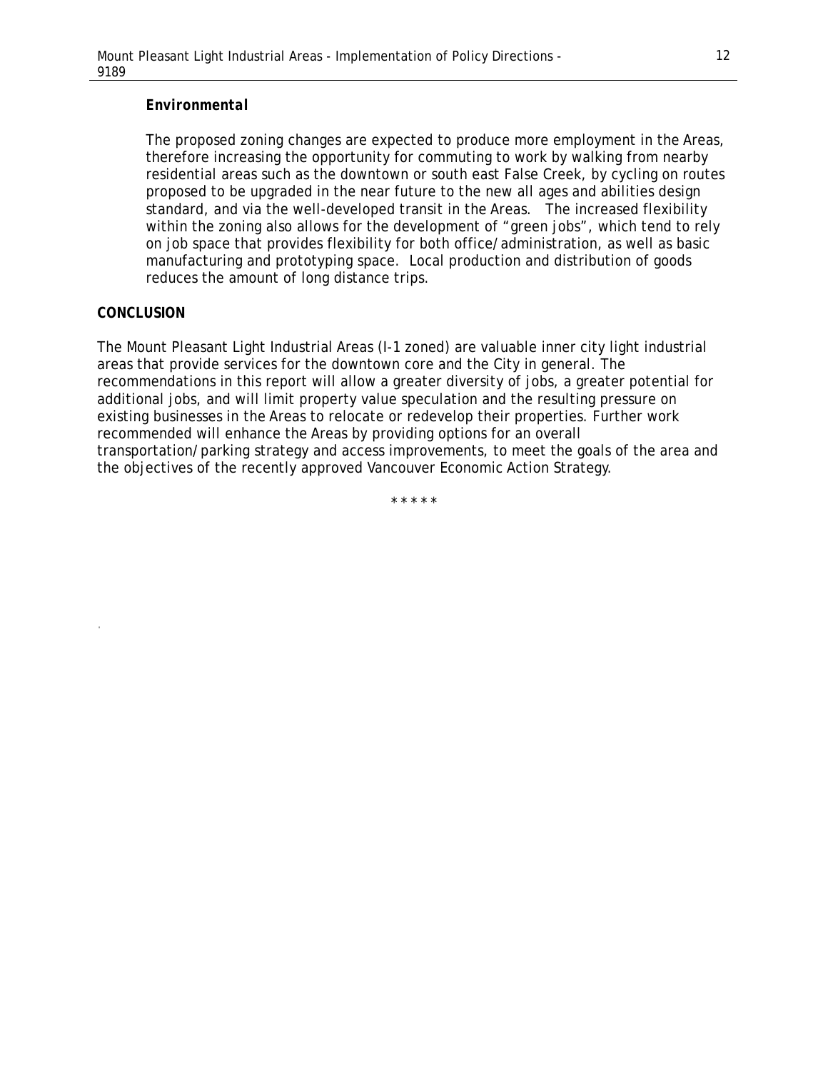***Environmental***

The proposed zoning changes are expected to produce more employment in the Areas, therefore increasing the opportunity for commuting to work by walking from nearby residential areas such as the downtown or south east False Creek, by cycling on routes proposed to be upgraded in the near future to the new all ages and abilities design standard, and via the well-developed transit in the Areas. The increased flexibility within the zoning also allows for the development of "green jobs", which tend to rely on job space that provides flexibility for both office/administration, as well as basic manufacturing and prototyping space. Local production and distribution of goods reduces the amount of long distance trips.

**CONCLUSION**

The Mount Pleasant Light Industrial Areas (I-1 zoned) are valuable inner city light industrial areas that provide services for the downtown core and the City in general. The recommendations in this report will allow a greater diversity of jobs, a greater potential for additional jobs, and will limit property value speculation and the resulting pressure on existing businesses in the Areas to relocate or redevelop their properties. Further work recommended will enhance the Areas by providing options for an overall transportation/parking strategy and access improvements, to meet the goals of the area and the objectives of the recently approved Vancouver Economic Action Strategy.

\* \* \* \* \*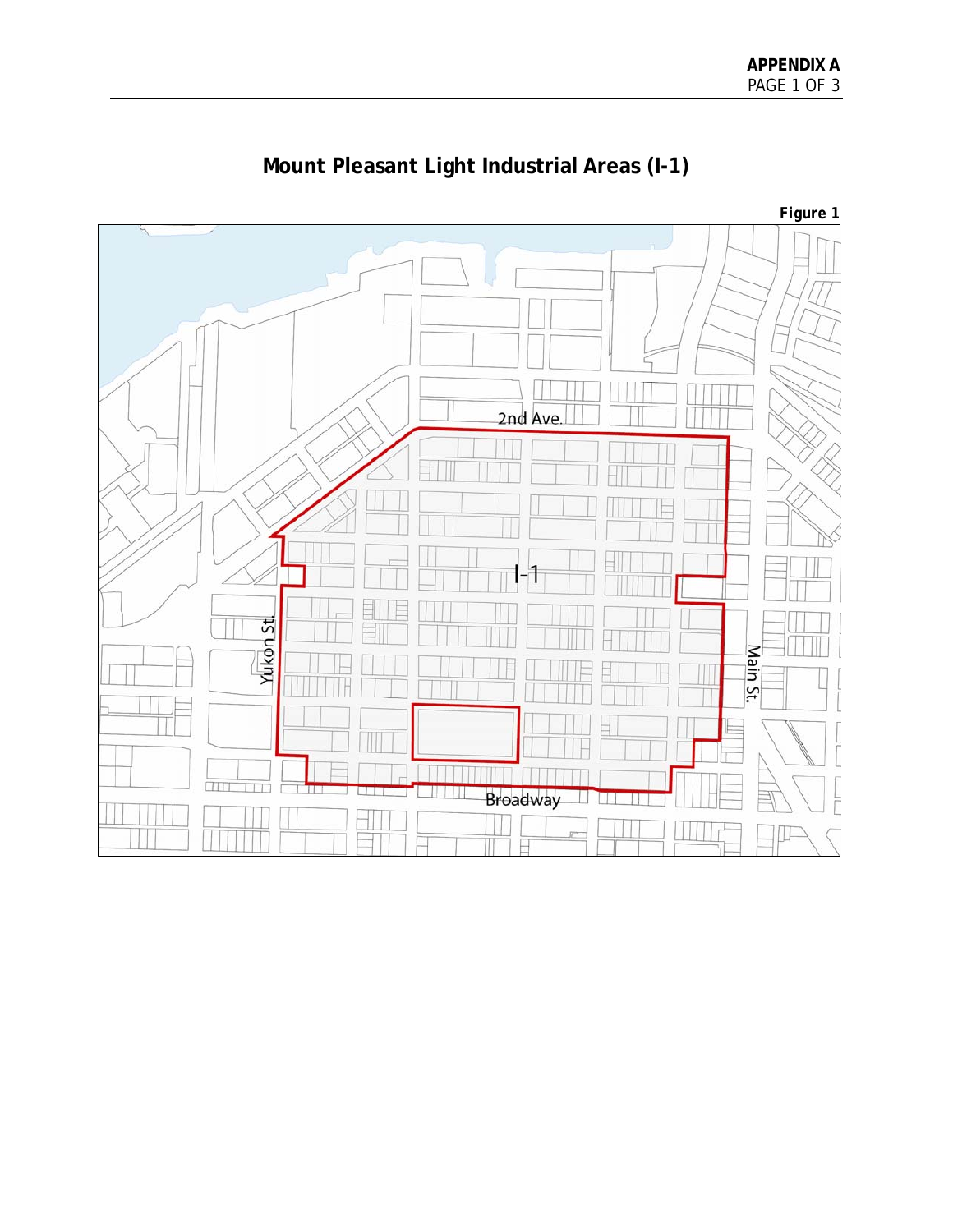# Mount Pleasant Light Industrial Areas (I-1)

*Figure 1*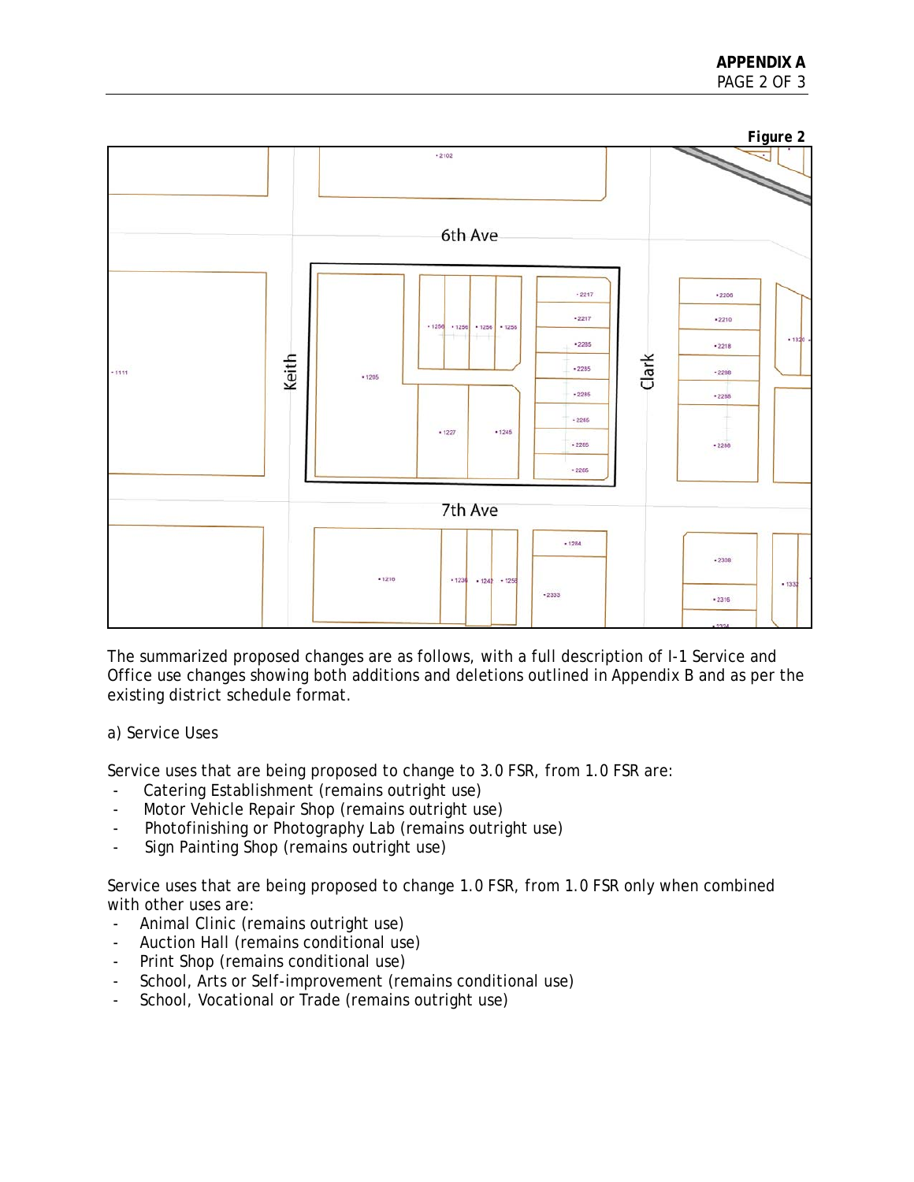**Figure 2**

The summarized proposed changes are as follows, with a full description of I-1 Service and Office use changes showing both additions and deletions outlined in Appendix B and as per the existing district schedule format.

a) Service Uses

Service uses that are being proposed to change to 3.0 FSR, from 1.0 FSR are:

- Catering Establishment (remains outright use)
- Motor Vehicle Repair Shop (remains outright use)
- Photofinishing or Photography Lab (remains outright use)
- Sign Painting Shop (remains outright use)

Service uses that are being proposed to change 1.0 FSR, from 1.0 FSR only when combined with other uses are:

- Animal Clinic (remains outright use)
- Auction Hall (remains conditional use)
- Print Shop (remains conditional use)
- School, Arts or Self-improvement (remains conditional use)
- School, Vocational or Trade (remains outright use)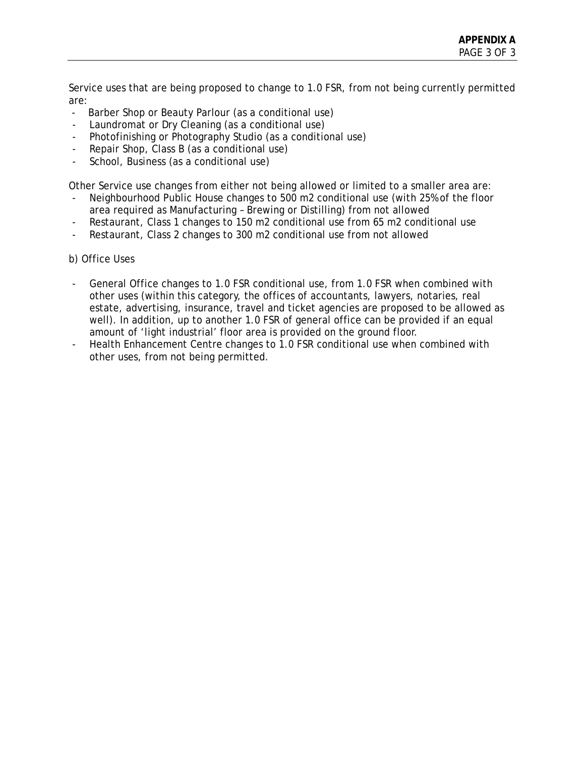Service uses that are being proposed to change to 1.0 FSR, from not being currently permitted are:

- Barber Shop or Beauty Parlour (as a conditional use)
- Laundromat or Dry Cleaning (as a conditional use)
- Photofinishing or Photography Studio (as a conditional use)
- Repair Shop, Class B (as a conditional use)
- School, Business (as a conditional use)

Other Service use changes from either not being allowed or limited to a smaller area are:

- Neighbourhood Public House changes to 500 m2 conditional use (with 25% of the floor area required as Manufacturing – Brewing or Distilling) from not allowed
- Restaurant, Class 1 changes to 150 m2 conditional use from 65 m2 conditional use
- Restaurant, Class 2 changes to 300 m2 conditional use from not allowed

b) Office Uses

- General Office changes to 1.0 FSR conditional use, from 1.0 FSR when combined with other uses (within this category, the offices of accountants, lawyers, notaries, real estate, advertising, insurance, travel and ticket agencies are proposed to be allowed as well). In addition, up to another 1.0 FSR of general office can be provided if an equal amount of 'light industrial' floor area is provided on the ground floor.
- Health Enhancement Centre changes to 1.0 FSR conditional use when combined with other uses, from not being permitted.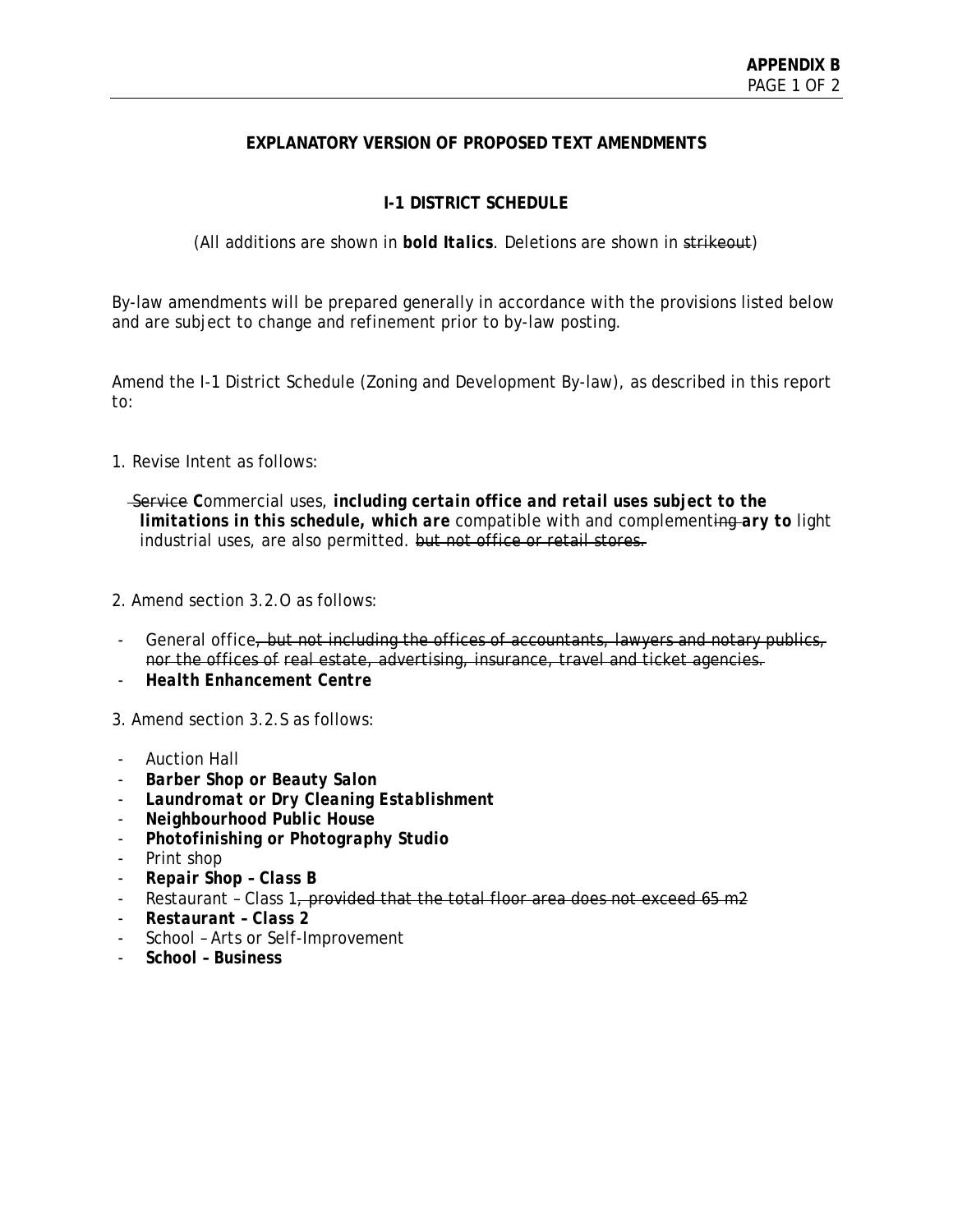**APPENDIX B**

## EXPLANATORY VERSION OF PROPOSED TEXT AMENDMENTS

### I-1 DISTRICT SCHEDULE

(All additions are shown in ***bold Italics***. Deletions are shown in ~~strikeout~~)

By-law amendments will be prepared generally in accordance with the provisions listed below and are subject to change and refinement prior to by-law posting.

Amend the I-1 District Schedule (Zoning and Development By-law), as described in this report to:

1. Revise Intent as follows:

   ~~Service~~ ***C***ommercial uses, ***including certain office and retail uses subject to the limitations in this schedule, which are*** compatible with and complement~~ing~~ ***ary to*** light industrial uses, are also permitted. ~~but not office or retail stores.~~

2. Amend section 3.2.O as follows:

- General office~~, but not including the offices of accountants, lawyers and notary publics, nor the offices of real estate, advertising, insurance, travel and ticket agencies.~~
- ***Health Enhancement Centre***

3. Amend section 3.2.S as follows:

- Auction Hall
- ***Barber Shop or Beauty Salon***
- ***Laundromat or Dry Cleaning Establishment***
- ***Neighbourhood Public House***
- ***Photofinishing or Photography Studio***
- Print shop
- ***Repair Shop – Class B***
- Restaurant – Class 1~~, provided that the total floor area does not exceed 65 m2~~
- ***Restaurant – Class 2***
- School – Arts or Self-Improvement
- ***School – Business***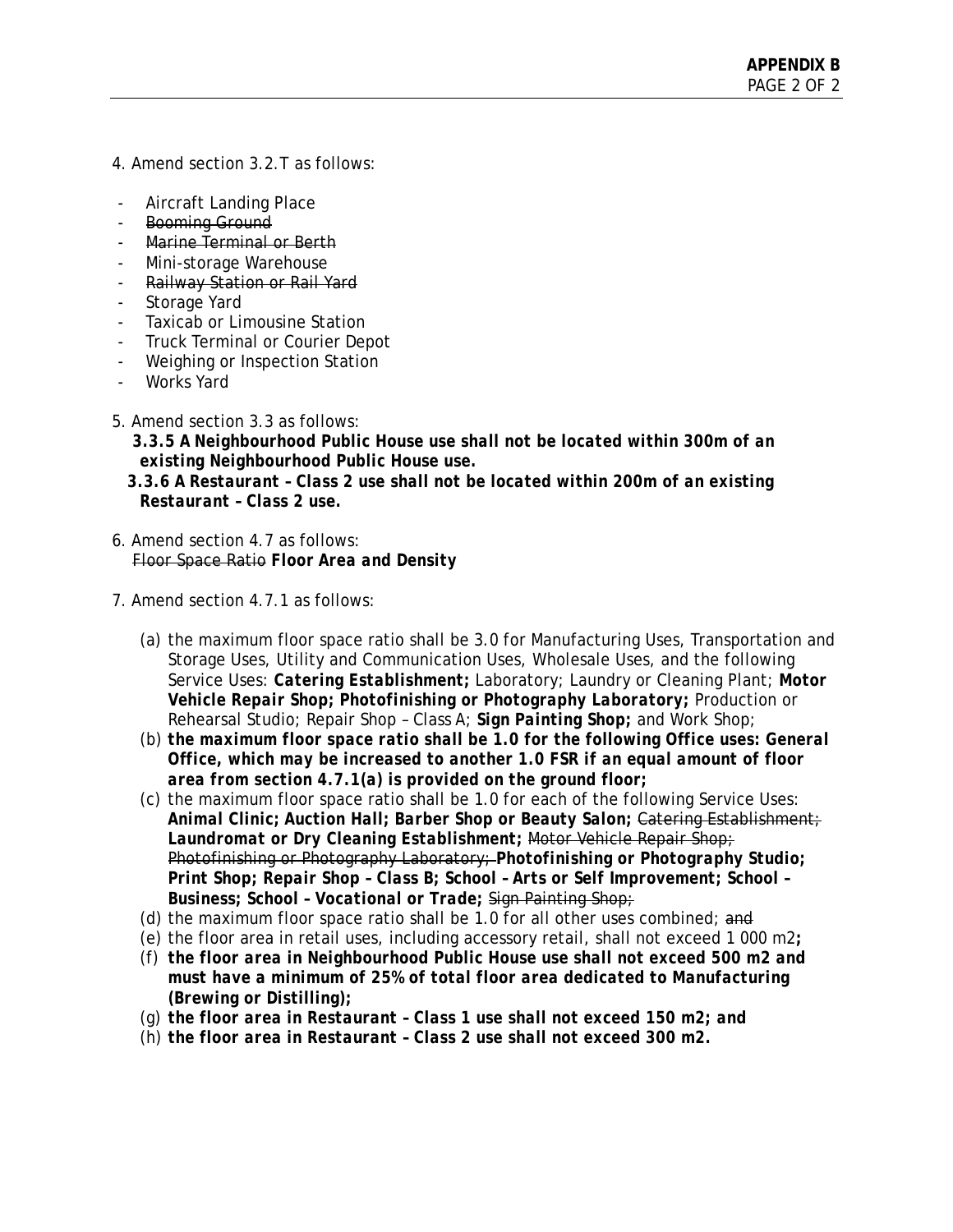4. Amend section 3.2.T as follows:

- Aircraft Landing Place
- ~~Booming Ground~~
- ~~Marine Terminal or Berth~~
- Mini-storage Warehouse
- ~~Railway Station or Rail Yard~~
- Storage Yard
- Taxicab or Limousine Station
- Truck Terminal or Courier Depot
- Weighing or Inspection Station
- Works Yard

5. Amend section 3.3 as follows:

***3.3.5 A Neighbourhood Public House use shall not be located within 300m of an existing Neighbourhood Public House use.***

***3.3.6 A Restaurant – Class 2 use shall not be located within 200m of an existing Restaurant – Class 2 use.***

6. Amend section 4.7 as follows:

~~Floor Space Ratio~~ ***Floor Area and Density***

7. Amend section 4.7.1 as follows:

(a) the maximum floor space ratio shall be 3.0 for Manufacturing Uses, Transportation and Storage Uses, Utility and Communication Uses, Wholesale Uses, and the following Service Uses: ***Catering Establishment;*** Laboratory; Laundry or Cleaning Plant; ***Motor Vehicle Repair Shop; Photofinishing or Photography Laboratory;*** Production or Rehearsal Studio; Repair Shop – Class A; ***Sign Painting Shop;*** and Work Shop;

(b) ***the maximum floor space ratio shall be 1.0 for the following Office uses: General Office, which may be increased to another 1.0 FSR if an equal amount of floor area from section 4.7.1(a) is provided on the ground floor;***

(c) the maximum floor space ratio shall be 1.0 for each of the following Service Uses: ***Animal Clinic; Auction Hall; Barber Shop or Beauty Salon;*** ~~Catering Establishment;~~ ***Laundromat or Dry Cleaning Establishment;*** ~~Motor Vehicle Repair Shop; Photofinishing or Photography Laboratory;~~ ***Photofinishing or Photography Studio; Print Shop; Repair Shop – Class B; School – Arts or Self Improvement; School – Business; School – Vocational or Trade;*** ~~Sign Painting Shop;~~

(d) the maximum floor space ratio shall be 1.0 for all other uses combined; ~~and~~

(e) the floor area in retail uses, including accessory retail, shall not exceed 1 000 m2***;***

(f) ***the floor area in Neighbourhood Public House use shall not exceed 500 m2 and must have a minimum of 25% of total floor area dedicated to Manufacturing (Brewing or Distilling);***

(g) ***the floor area in Restaurant – Class 1 use shall not exceed 150 m2; and***

(h) ***the floor area in Restaurant – Class 2 use shall not exceed 300 m2.***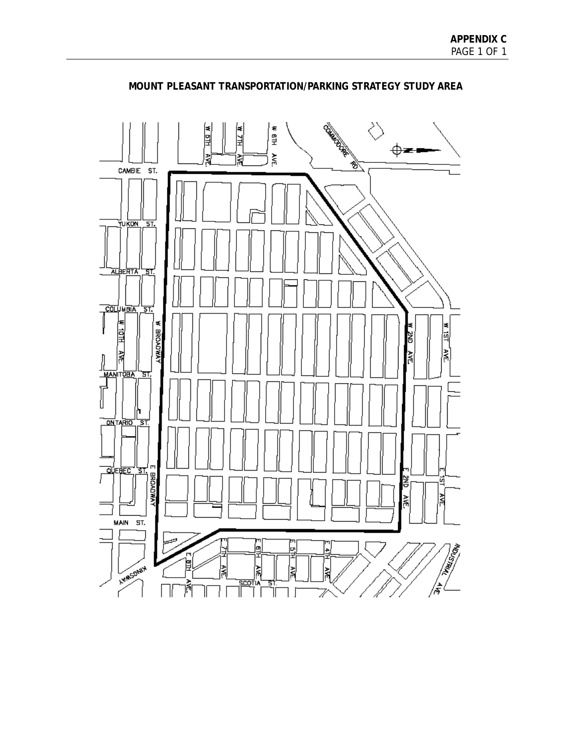APPENDIX C

# MOUNT PLEASANT TRANSPORTATION/PARKING STRATEGY STUDY AREA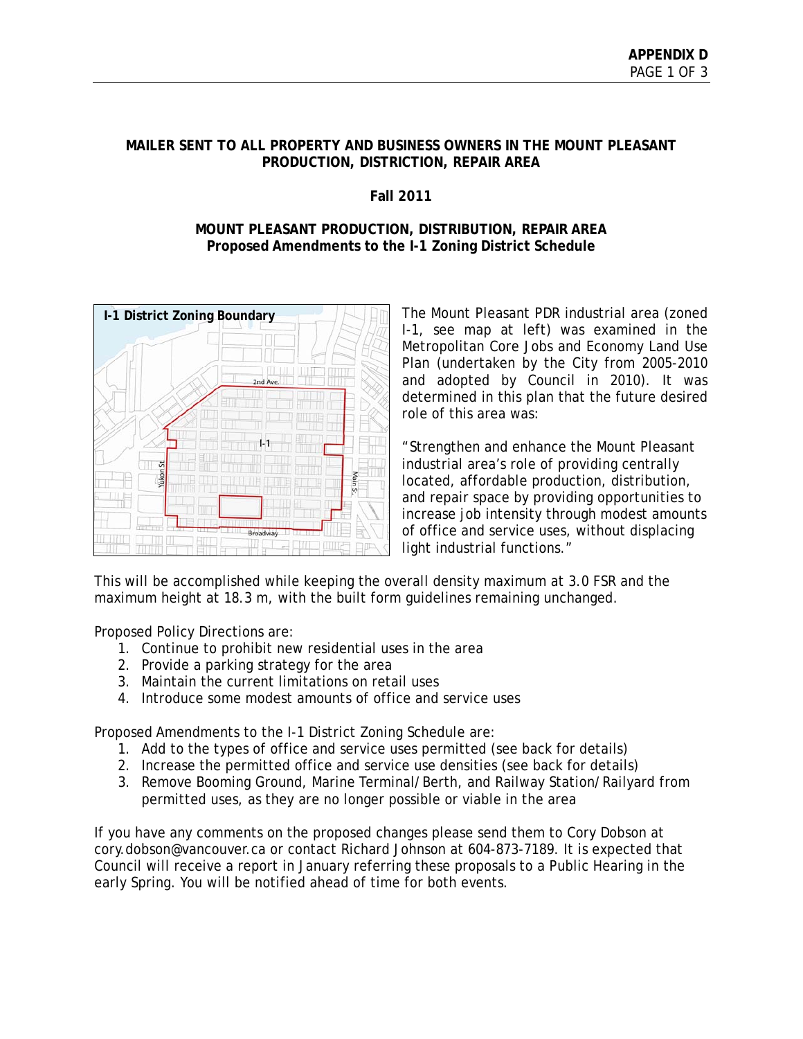**APPENDIX D**

**MAILER SENT TO ALL PROPERTY AND BUSINESS OWNERS IN THE MOUNT PLEASANT PRODUCTION, DISTRICTION, REPAIR AREA**

**Fall 2011**

**MOUNT PLEASANT PRODUCTION, DISTRIBUTION, REPAIR AREA**
**Proposed Amendments to the I-1 Zoning District Schedule**

**I-1 District Zoning Boundary**

The Mount Pleasant PDR industrial area (zoned I-1, see map at left) was examined in the Metropolitan Core Jobs and Economy Land Use Plan (undertaken by the City from 2005-2010 and adopted by Council in 2010). It was determined in this plan that the future desired role of this area was:

"Strengthen and enhance the Mount Pleasant industrial area's role of providing centrally located, affordable production, distribution, and repair space by providing opportunities to increase job intensity through modest amounts of office and service uses, without displacing light industrial functions."

This will be accomplished while keeping the overall density maximum at 3.0 FSR and the maximum height at 18.3 m, with the built form guidelines remaining unchanged.

Proposed Policy Directions are:

1. Continue to prohibit new residential uses in the area
2. Provide a parking strategy for the area
3. Maintain the current limitations on retail uses
4. Introduce some modest amounts of office and service uses

Proposed Amendments to the I-1 District Zoning Schedule are:

1. Add to the types of office and service uses permitted (see back for details)
2. Increase the permitted office and service use densities (see back for details)
3. Remove Booming Ground, Marine Terminal/Berth, and Railway Station/Railyard from permitted uses, as they are no longer possible or viable in the area

If you have any comments on the proposed changes please send them to Cory Dobson at cory.dobson@vancouver.ca or contact Richard Johnson at 604-873-7189. It is expected that Council will receive a report in January referring these proposals to a Public Hearing in the early Spring. You will be notified ahead of time for both events.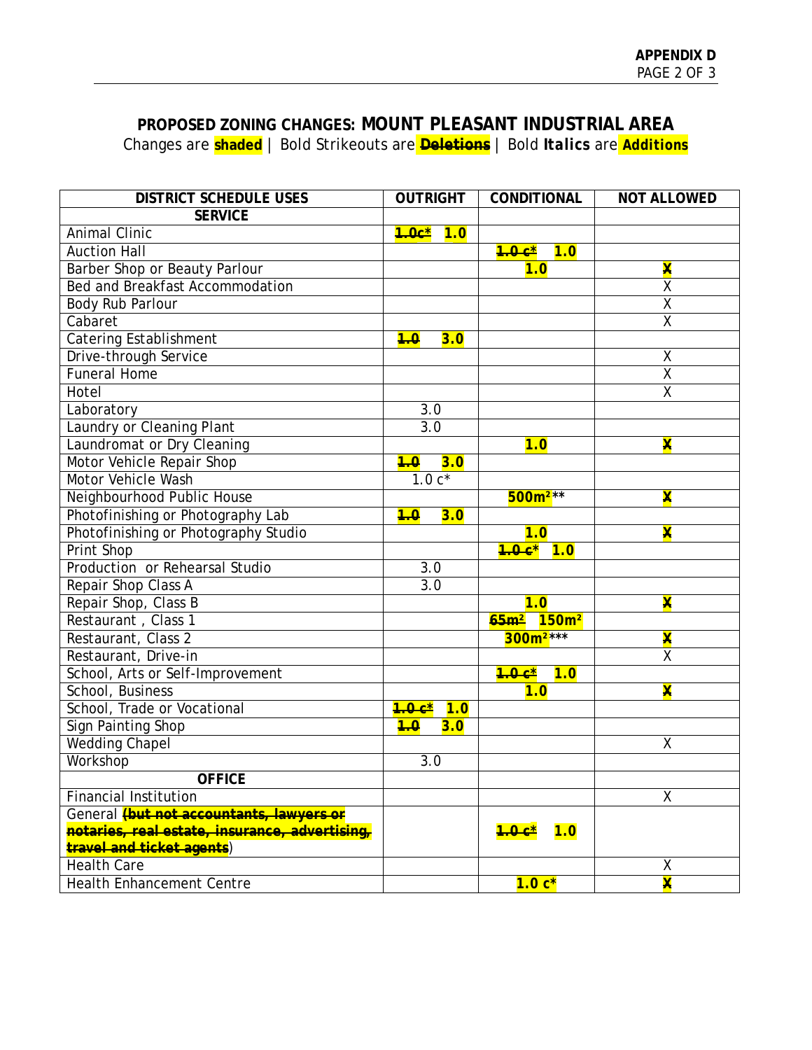## PROPOSED ZONING CHANGES: MOUNT PLEASANT INDUSTRIAL AREA

Changes are **shaded** | Bold Strikeouts are ~~**Deletions**~~ | Bold ***Italics*** are **Additions**

| DISTRICT SCHEDULE USES | OUTRIGHT | CONDITIONAL | NOT ALLOWED |
|---|---|---|---|
| **SERVICE** | | | |
| Animal Clinic | ~~**1.0c***~~ **1.0** | | |
| Auction Hall | | ~~**1.0 c***~~ **1.0** | |
| Barber Shop or Beauty Parlour | | **1.0** | ~~**X**~~ |
| Bed and Breakfast Accommodation | | | X |
| Body Rub Parlour | | | X |
| Cabaret | | | X |
| Catering Establishment | ~~**1.0**~~ **3.0** | | |
| Drive-through Service | | | X |
| Funeral Home | | | X |
| Hotel | | | X |
| Laboratory | 3.0 | | |
| Laundry or Cleaning Plant | 3.0 | | |
| Laundromat or Dry Cleaning | | **1.0** | ~~**X**~~ |
| Motor Vehicle Repair Shop | ~~**1.0**~~ **3.0** | | |
| Motor Vehicle Wash | 1.0 c* | | |
| Neighbourhood Public House | | **500m²\*\*** | ~~**X**~~ |
| Photofinishing or Photography Lab | ~~**1.0**~~ **3.0** | | |
| Photofinishing or Photography Studio | | **1.0** | ~~**X**~~ |
| Print Shop | | ~~**1.0 c***~~ **1.0** | |
| Production or Rehearsal Studio | 3.0 | | |
| Repair Shop Class A | 3.0 | | |
| Repair Shop, Class B | | **1.0** | ~~**X**~~ |
| Restaurant , Class 1 | | ~~**65m²**~~ **150m²** | |
| Restaurant, Class 2 | | **300m²\*\*\*** | ~~**X**~~ |
| Restaurant, Drive-in | | | X |
| School, Arts or Self-Improvement | | ~~**1.0 c***~~ **1.0** | |
| School, Business | | **1.0** | ~~**X**~~ |
| School, Trade or Vocational | ~~**1.0 c***~~ **1.0** | | |
| Sign Painting Shop | ~~**1.0**~~ **3.0** | | |
| Wedding Chapel | | | X |
| Workshop | 3.0 | | |
| **OFFICE** | | | |
| Financial Institution | | | X |
| General ~~**(but not accountants, lawyers or notaries, real estate, insurance, advertising, travel and ticket agents**~~) | | ~~**1.0 c***~~ **1.0** | |
| Health Care | | | X |
| Health Enhancement Centre | | **1.0 c*** | ~~**X**~~ |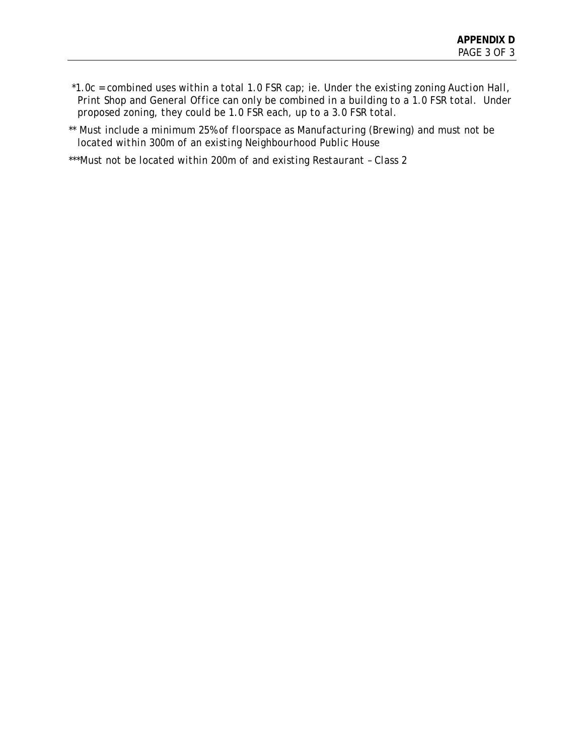*1.0c = combined uses within a total 1.0 FSR cap; ie. Under the existing zoning Auction Hall, Print Shop and General Office can only be combined in a building to a 1.0 FSR total. Under proposed zoning, they could be 1.0 FSR each, up to a 3.0 FSR total.

** Must include a minimum 25% of floorspace as Manufacturing (Brewing) and must not be located within 300m of an existing Neighbourhood Public House

***Must not be located within 200m of and existing Restaurant – Class 2